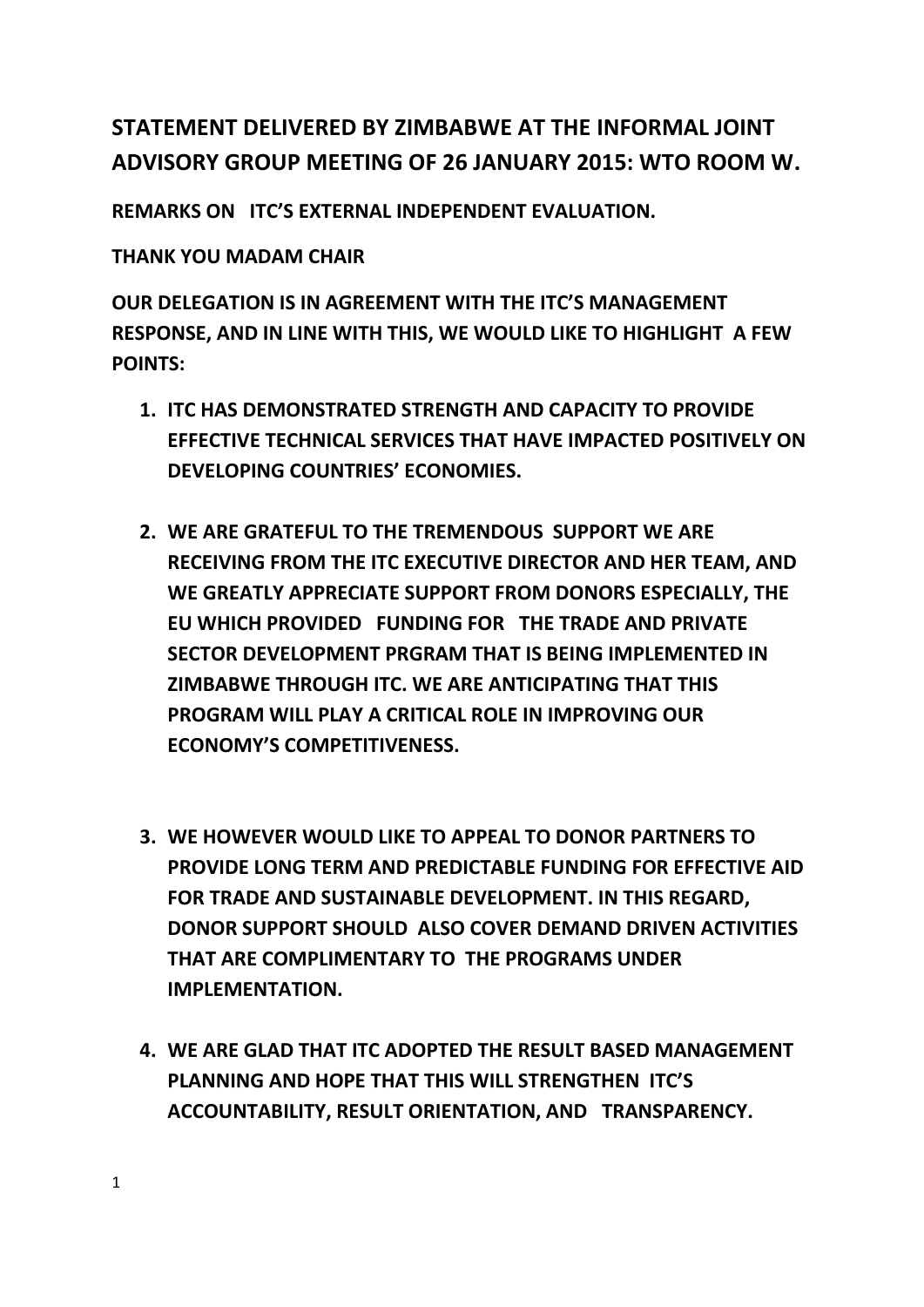# STATEMENT DELIVERED BY ZIMBABWE AT THE INFORMAL JOINT ADVISORY GROUP MEETING OF 26 JANUARY 2015: WTO ROOM W.

**REMARKS ON ITC'S EXTERNAL INDEPENDENT EVALUATION.**

**THANK YOU MADAM CHAIR**

**OUR DELEGATION IS IN AGREEMENT WITH THE ITC'S MANAGEMENT RESPONSE, AND IN LINE WITH THIS, WE WOULD LIKE TO HIGHLIGHT A FEW POINTS:**

1. **ITC HAS DEMONSTRATED STRENGTH AND CAPACITY TO PROVIDE EFFECTIVE TECHNICAL SERVICES THAT HAVE IMPACTED POSITIVELY ON DEVELOPING COUNTRIES' ECONOMIES.**

2. **WE ARE GRATEFUL TO THE TREMENDOUS SUPPORT WE ARE RECEIVING FROM THE ITC EXECUTIVE DIRECTOR AND HER TEAM, AND WE GREATLY APPRECIATE SUPPORT FROM DONORS ESPECIALLY, THE EU WHICH PROVIDED FUNDING FOR THE TRADE AND PRIVATE SECTOR DEVELOPMENT PRGRAM THAT IS BEING IMPLEMENTED IN ZIMBABWE THROUGH ITC. WE ARE ANTICIPATING THAT THIS PROGRAM WILL PLAY A CRITICAL ROLE IN IMPROVING OUR ECONOMY'S COMPETITIVENESS.**

3. **WE HOWEVER WOULD LIKE TO APPEAL TO DONOR PARTNERS TO PROVIDE LONG TERM AND PREDICTABLE FUNDING FOR EFFECTIVE AID FOR TRADE AND SUSTAINABLE DEVELOPMENT. IN THIS REGARD, DONOR SUPPORT SHOULD ALSO COVER DEMAND DRIVEN ACTIVITIES THAT ARE COMPLIMENTARY TO THE PROGRAMS UNDER IMPLEMENTATION.**

4. **WE ARE GLAD THAT ITC ADOPTED THE RESULT BASED MANAGEMENT PLANNING AND HOPE THAT THIS WILL STRENGTHEN ITC'S ACCOUNTABILITY, RESULT ORIENTATION, AND TRANSPARENCY.**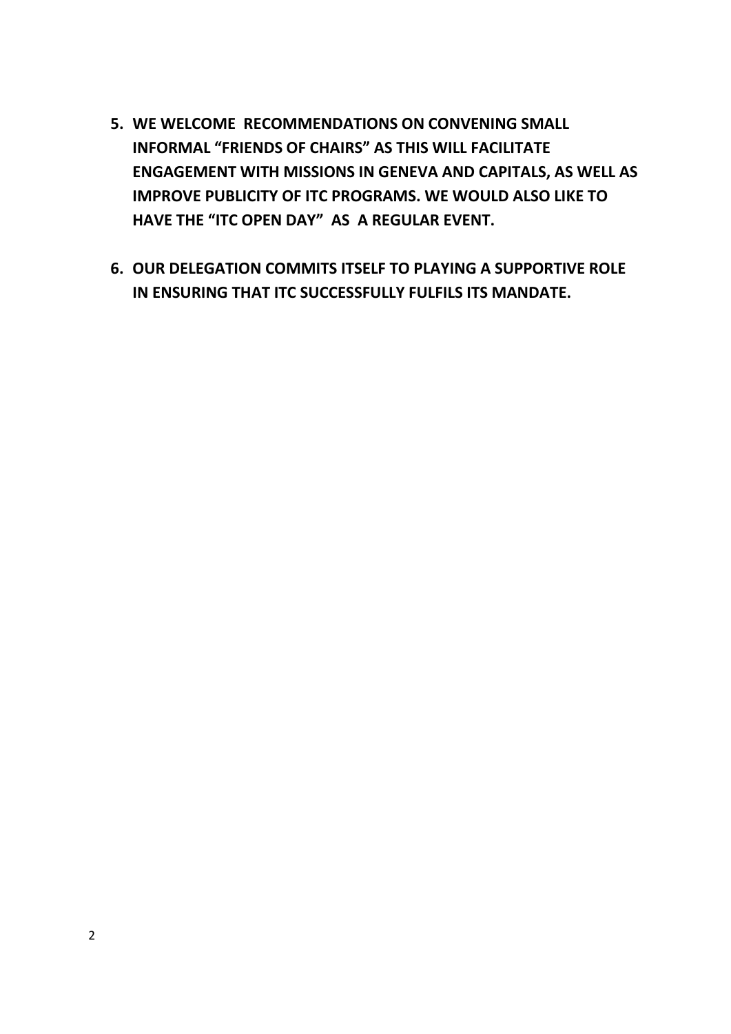5. **WE WELCOME RECOMMENDATIONS ON CONVENING SMALL INFORMAL "FRIENDS OF CHAIRS" AS THIS WILL FACILITATE ENGAGEMENT WITH MISSIONS IN GENEVA AND CAPITALS, AS WELL AS IMPROVE PUBLICITY OF ITC PROGRAMS. WE WOULD ALSO LIKE TO HAVE THE "ITC OPEN DAY" AS A REGULAR EVENT.**

6. **OUR DELEGATION COMMITS ITSELF TO PLAYING A SUPPORTIVE ROLE IN ENSURING THAT ITC SUCCESSFULLY FULFILS ITS MANDATE.**